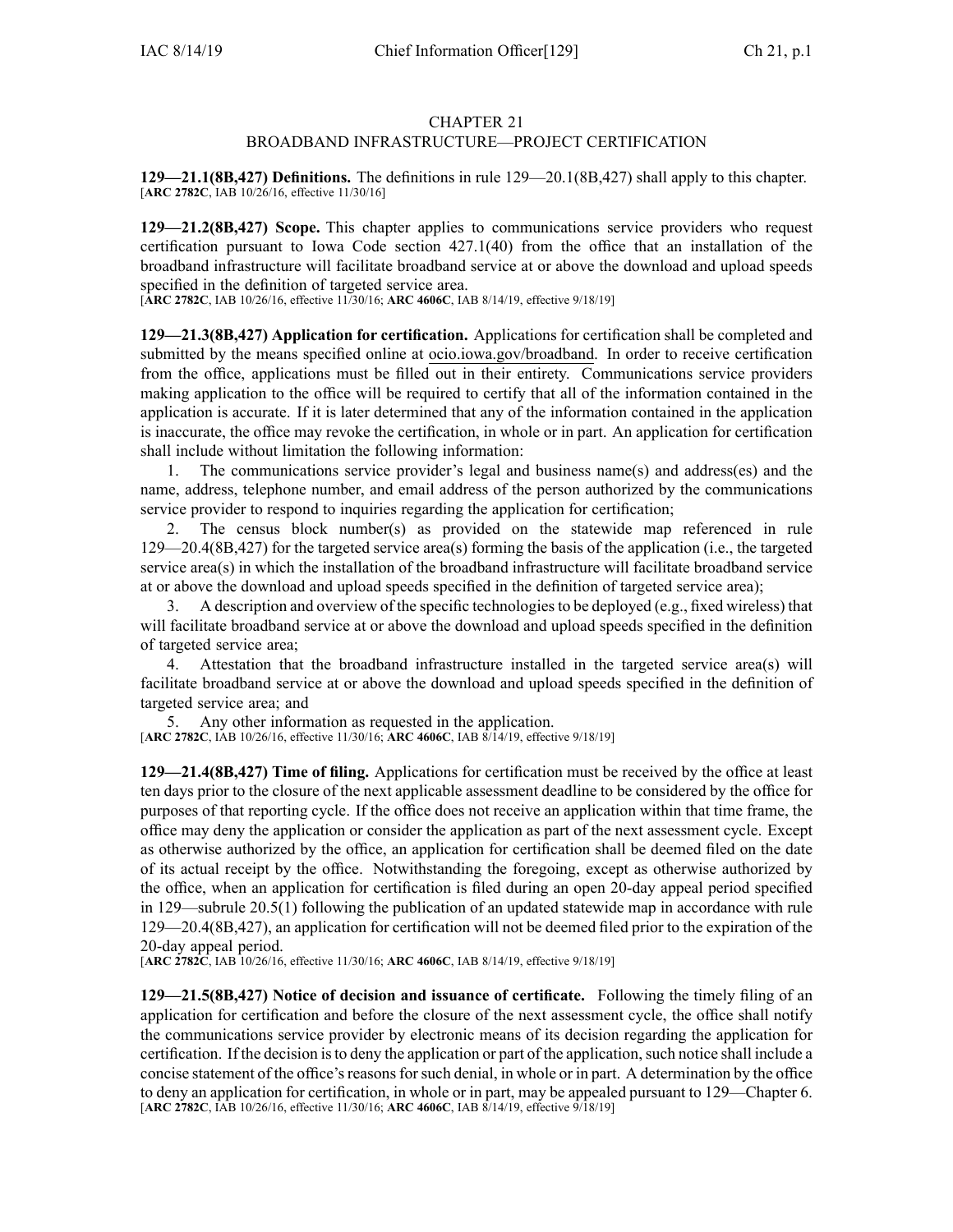# CHAPTER 21
## BROADBAND INFRASTRUCTURE—PROJECT CERTIFICATION

**129—21.1(8B,427) Definitions.** The definitions in rule 129—20.1(8B,427) shall apply to this chapter.
[**ARC 2782C**, IAB 10/26/16, effective 11/30/16]

**129—21.2(8B,427) Scope.** This chapter applies to communications service providers who request certification pursuant to Iowa Code section 427.1(40) from the office that an installation of the broadband infrastructure will facilitate broadband service at or above the download and upload speeds specified in the definition of targeted service area.
[**ARC 2782C**, IAB 10/26/16, effective 11/30/16; **ARC 4606C**, IAB 8/14/19, effective 9/18/19]

**129—21.3(8B,427) Application for certification.** Applications for certification shall be completed and submitted by the means specified online at ocio.iowa.gov/broadband. In order to receive certification from the office, applications must be filled out in their entirety. Communications service providers making application to the office will be required to certify that all of the information contained in the application is accurate. If it is later determined that any of the information contained in the application is inaccurate, the office may revoke the certification, in whole or in part. An application for certification shall include without limitation the following information:

1. The communications service provider's legal and business name(s) and address(es) and the name, address, telephone number, and email address of the person authorized by the communications service provider to respond to inquiries regarding the application for certification;
2. The census block number(s) as provided on the statewide map referenced in rule 129—20.4(8B,427) for the targeted service area(s) forming the basis of the application (i.e., the targeted service area(s) in which the installation of the broadband infrastructure will facilitate broadband service at or above the download and upload speeds specified in the definition of targeted service area);
3. A description and overview of the specific technologies to be deployed (e.g., fixed wireless) that will facilitate broadband service at or above the download and upload speeds specified in the definition of targeted service area;
4. Attestation that the broadband infrastructure installed in the targeted service area(s) will facilitate broadband service at or above the download and upload speeds specified in the definition of targeted service area; and
5. Any other information as requested in the application.

[**ARC 2782C**, IAB 10/26/16, effective 11/30/16; **ARC 4606C**, IAB 8/14/19, effective 9/18/19]

**129—21.4(8B,427) Time of filing.** Applications for certification must be received by the office at least ten days prior to the closure of the next applicable assessment deadline to be considered by the office for purposes of that reporting cycle. If the office does not receive an application within that time frame, the office may deny the application or consider the application as part of the next assessment cycle. Except as otherwise authorized by the office, an application for certification shall be deemed filed on the date of its actual receipt by the office. Notwithstanding the foregoing, except as otherwise authorized by the office, when an application for certification is filed during an open 20-day appeal period specified in 129—subrule 20.5(1) following the publication of an updated statewide map in accordance with rule 129—20.4(8B,427), an application for certification will not be deemed filed prior to the expiration of the 20-day appeal period.
[**ARC 2782C**, IAB 10/26/16, effective 11/30/16; **ARC 4606C**, IAB 8/14/19, effective 9/18/19]

**129—21.5(8B,427) Notice of decision and issuance of certificate.** Following the timely filing of an application for certification and before the closure of the next assessment cycle, the office shall notify the communications service provider by electronic means of its decision regarding the application for certification. If the decision is to deny the application or part of the application, such notice shall include a concise statement of the office's reasons for such denial, in whole or in part. A determination by the office to deny an application for certification, in whole or in part, may be appealed pursuant to 129—Chapter 6.
[**ARC 2782C**, IAB 10/26/16, effective 11/30/16; **ARC 4606C**, IAB 8/14/19, effective 9/18/19]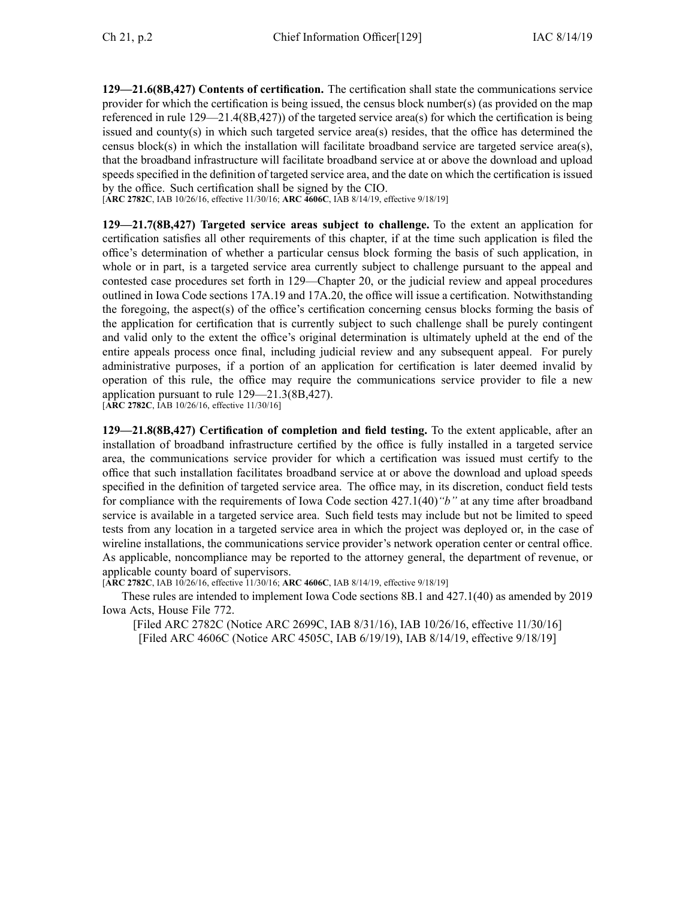**129—21.6(8B,427) Contents of certification.** The certification shall state the communications service provider for which the certification is being issued, the census block number(s) (as provided on the map referenced in rule 129—21.4(8B,427)) of the targeted service area(s) for which the certification is being issued and county(s) in which such targeted service area(s) resides, that the office has determined the census block(s) in which the installation will facilitate broadband service are targeted service area(s), that the broadband infrastructure will facilitate broadband service at or above the download and upload speeds specified in the definition of targeted service area, and the date on which the certification is issued by the office. Such certification shall be signed by the CIO.

[**ARC 2782C**, IAB 10/26/16, effective 11/30/16; **ARC 4606C**, IAB 8/14/19, effective 9/18/19]

**129—21.7(8B,427) Targeted service areas subject to challenge.** To the extent an application for certification satisfies all other requirements of this chapter, if at the time such application is filed the office's determination of whether a particular census block forming the basis of such application, in whole or in part, is a targeted service area currently subject to challenge pursuant to the appeal and contested case procedures set forth in 129—Chapter 20, or the judicial review and appeal procedures outlined in Iowa Code sections 17A.19 and 17A.20, the office will issue a certification. Notwithstanding the foregoing, the aspect(s) of the office's certification concerning census blocks forming the basis of the application for certification that is currently subject to such challenge shall be purely contingent and valid only to the extent the office's original determination is ultimately upheld at the end of the entire appeals process once final, including judicial review and any subsequent appeal. For purely administrative purposes, if a portion of an application for certification is later deemed invalid by operation of this rule, the office may require the communications service provider to file a new application pursuant to rule 129—21.3(8B,427).

[**ARC 2782C**, IAB 10/26/16, effective 11/30/16]

**129—21.8(8B,427) Certification of completion and field testing.** To the extent applicable, after an installation of broadband infrastructure certified by the office is fully installed in a targeted service area, the communications service provider for which a certification was issued must certify to the office that such installation facilitates broadband service at or above the download and upload speeds specified in the definition of targeted service area. The office may, in its discretion, conduct field tests for compliance with the requirements of Iowa Code section 427.1(40)*"b"* at any time after broadband service is available in a targeted service area. Such field tests may include but not be limited to speed tests from any location in a targeted service area in which the project was deployed or, in the case of wireline installations, the communications service provider's network operation center or central office. As applicable, noncompliance may be reported to the attorney general, the department of revenue, or applicable county board of supervisors.

[**ARC 2782C**, IAB 10/26/16, effective 11/30/16; **ARC 4606C**, IAB 8/14/19, effective 9/18/19]

These rules are intended to implement Iowa Code sections 8B.1 and 427.1(40) as amended by 2019 Iowa Acts, House File 772.

[Filed ARC 2782C (Notice ARC 2699C, IAB 8/31/16), IAB 10/26/16, effective 11/30/16]

[Filed ARC 4606C (Notice ARC 4505C, IAB 6/19/19), IAB 8/14/19, effective 9/18/19]